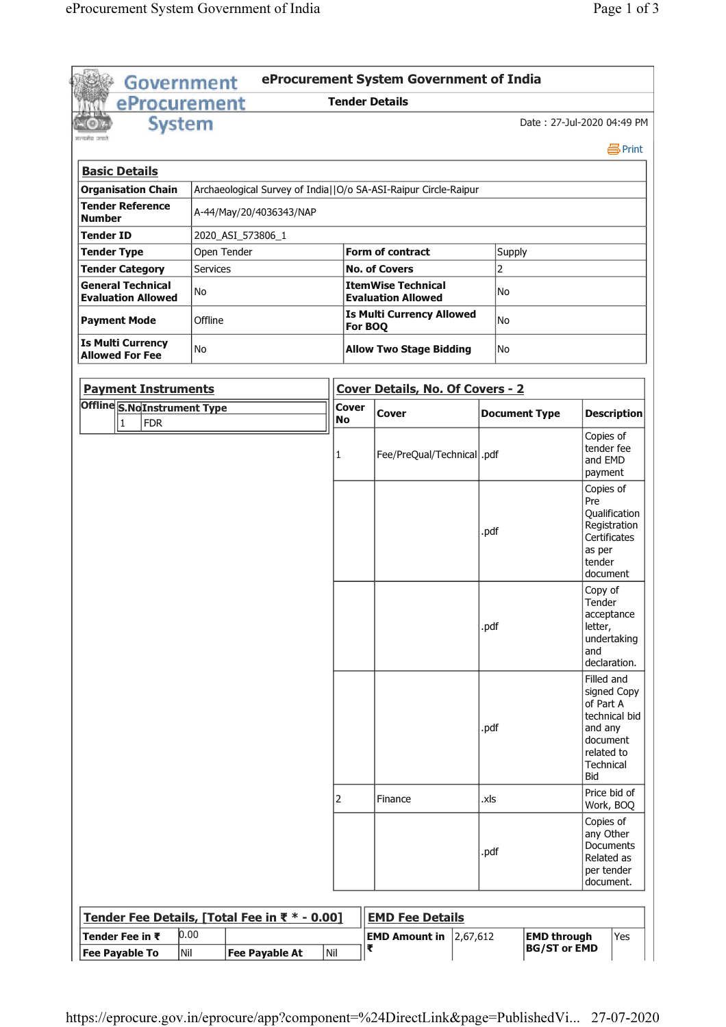# eProcurement System Government of India

## Tender Details

Date : 27-Jul-2020 04:49 PM

## Basic Details

| | | | |
|---|---|---|---|
| **Organisation Chain** | Archaeological Survey of India\|\|O/o SA-ASI-Raipur Circle-Raipur | | |
| **Tender Reference Number** | A-44/May/20/4036343/NAP | | |
| **Tender ID** | 2020_ASI_573806_1 | | |
| **Tender Type** | Open Tender | **Form of contract** | Supply |
| **Tender Category** | Services | **No. of Covers** | 2 |
| **General Technical Evaluation Allowed** | No | **ItemWise Technical Evaluation Allowed** | No |
| **Payment Mode** | Offline | **Is Multi Currency Allowed For BOQ** | No |
| **Is Multi Currency Allowed For Fee** | No | **Allow Two Stage Bidding** | No |

## Payment Instruments

**Offline**

| S.No | Instrument Type |
|---|---|
| 1 | FDR |

## Cover Details, No. Of Covers - 2

| Cover No | Cover | Document Type | Description |
|---|---|---|---|
| 1 | Fee/PreQual/Technical | .pdf | Copies of tender fee and EMD payment |
| | | .pdf | Copies of Pre Qualification Registration Certificates as per tender document |
| | | .pdf | Copy of Tender acceptance letter, undertaking and declaration. |
| | | .pdf | Filled and signed Copy of Part A technical bid and any document related to Technical Bid |
| 2 | Finance | .xls | Price bid of Work, BOQ |
| | | .pdf | Copies of any Other Documents Related as per tender document. |

## Tender Fee Details, [Total Fee in ₹ * - 0.00]

| | | | |
|---|---|---|---|
| **Tender Fee in ₹** | 0.00 | | |
| **Fee Payable To** | Nil | **Fee Payable At** | Nil |

## EMD Fee Details

| | | | |
|---|---|---|---|
| **EMD Amount in ₹** | 2,67,612 | **EMD through BG/ST or EMD** | Yes |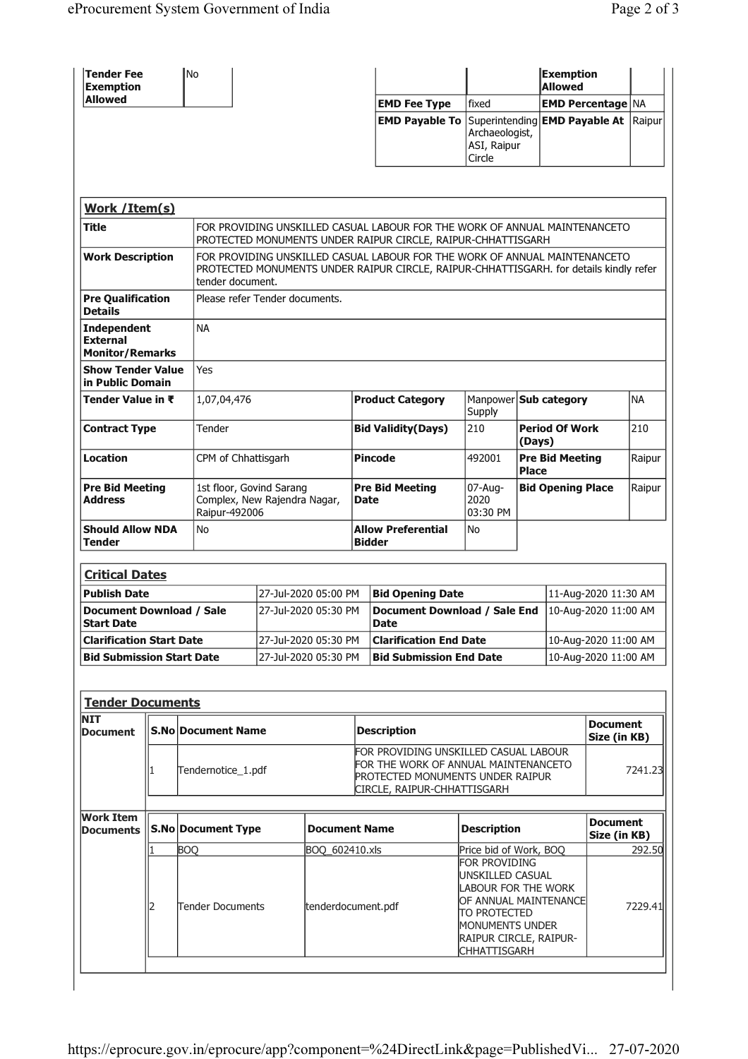| Tender Fee Exemption Allowed | No |
|---|---|

| | | Exemption Allowed | |
|---|---|---|---|
| EMD Fee Type | fixed | EMD Percentage | NA |
| EMD Payable To | Superintending Archaeologist, ASI, Raipur Circle | EMD Payable At | Raipur |

## Work /Item(s)

| | | | | | |
|---|---|---|---|---|---|
| **Title** | FOR PROVIDING UNSKILLED CASUAL LABOUR FOR THE WORK OF ANNUAL MAINTENANCETO PROTECTED MONUMENTS UNDER RAIPUR CIRCLE, RAIPUR-CHHATTISGARH | | | | |
| **Work Description** | FOR PROVIDING UNSKILLED CASUAL LABOUR FOR THE WORK OF ANNUAL MAINTENANCETO PROTECTED MONUMENTS UNDER RAIPUR CIRCLE, RAIPUR-CHHATTISGARH. for details kindly refer tender document. | | | | |
| **Pre Qualification Details** | Please refer Tender documents. | | | | |
| **Independent External Monitor/Remarks** | NA | | | | |
| **Show Tender Value in Public Domain** | Yes | | | | |
| **Tender Value in ₹** | 1,07,04,476 | **Product Category** | Manpower Supply | **Sub category** | NA |
| **Contract Type** | Tender | **Bid Validity(Days)** | 210 | **Period Of Work (Days)** | 210 |
| **Location** | CPM of Chhattisgarh | **Pincode** | 492001 | **Pre Bid Meeting Place** | Raipur |
| **Pre Bid Meeting Address** | 1st floor, Govind Sarang Complex, New Rajendra Nagar, Raipur-492006 | **Pre Bid Meeting Date** | 07-Aug-2020 03:30 PM | **Bid Opening Place** | Raipur |
| **Should Allow NDA Tender** | No | **Allow Preferential Bidder** | No | | |

## Critical Dates

| | | | |
|---|---|---|---|
| **Publish Date** | 27-Jul-2020 05:00 PM | **Bid Opening Date** | 11-Aug-2020 11:30 AM |
| **Document Download / Sale Start Date** | 27-Jul-2020 05:30 PM | **Document Download / Sale End Date** | 10-Aug-2020 11:00 AM |
| **Clarification Start Date** | 27-Jul-2020 05:30 PM | **Clarification End Date** | 10-Aug-2020 11:00 AM |
| **Bid Submission Start Date** | 27-Jul-2020 05:30 PM | **Bid Submission End Date** | 10-Aug-2020 11:00 AM |

## Tender Documents

**NIT Document**

| S.No | Document Name | Description | Document Size (in KB) |
|---|---|---|---|
| 1 | Tendernotice_1.pdf | FOR PROVIDING UNSKILLED CASUAL LABOUR FOR THE WORK OF ANNUAL MAINTENANCETO PROTECTED MONUMENTS UNDER RAIPUR CIRCLE, RAIPUR-CHHATTISGARH | 7241.23 |

**Work Item Documents**

| S.No | Document Type | Document Name | Description | Document Size (in KB) |
|---|---|---|---|---|
| 1 | BOQ | BOQ_602410.xls | Price bid of Work, BOQ | 292.50 |
| 2 | Tender Documents | tenderdocument.pdf | FOR PROVIDING UNSKILLED CASUAL LABOUR FOR THE WORK OF ANNUAL MAINTENANCE TO PROTECTED MONUMENTS UNDER RAIPUR CIRCLE, RAIPUR-CHHATTISGARH | 7229.41 |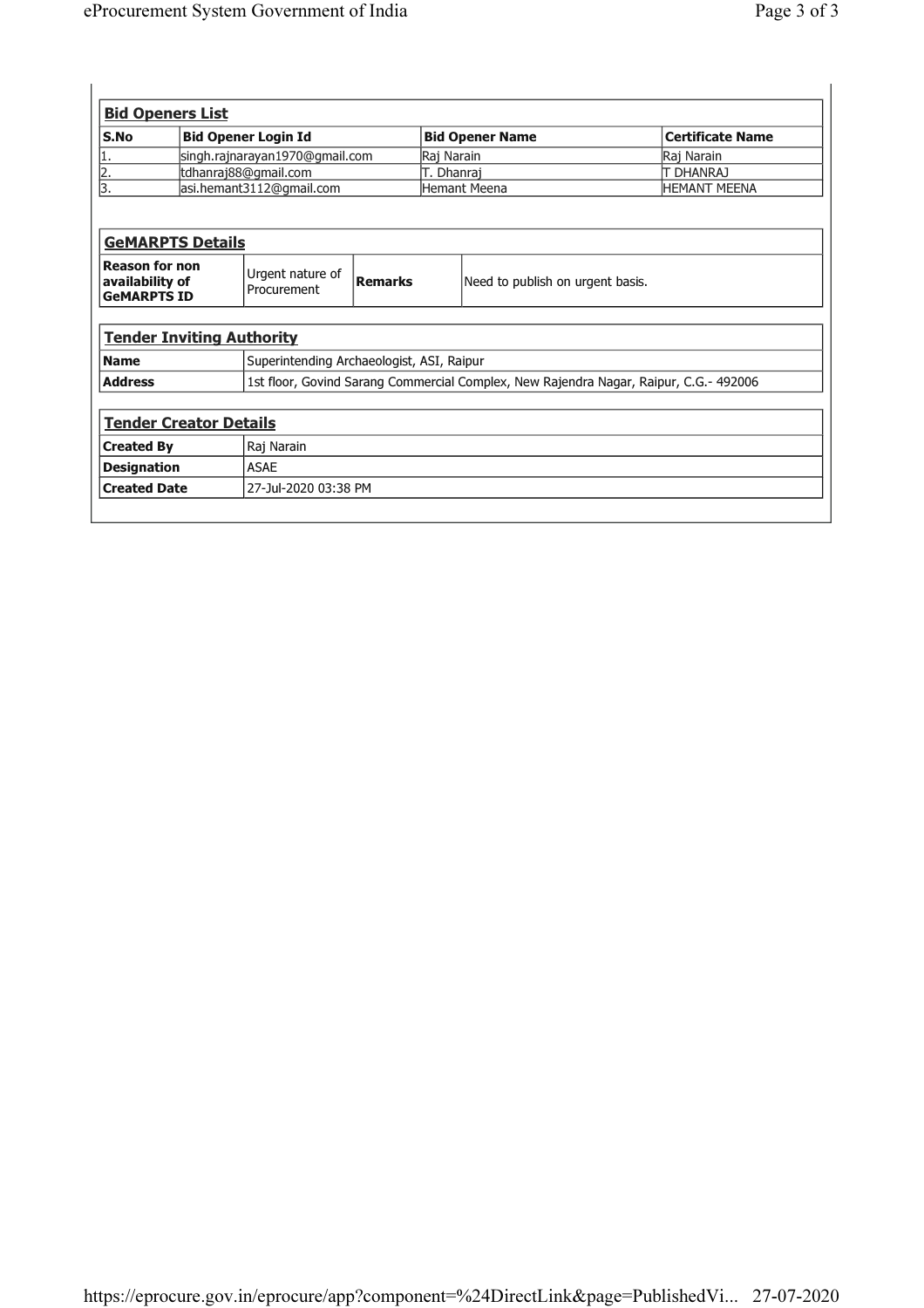## Bid Openers List

| S.No | Bid Opener Login Id | Bid Opener Name | Certificate Name |
|---|---|---|---|
| 1. | singh.rajnarayan1970@gmail.com | Raj Narain | Raj Narain |
| 2. | tdhanraj88@gmail.com | T. Dhanraj | T DHANRAJ |
| 3. | asi.hemant3112@gmail.com | Hemant Meena | HEMANT MEENA |

## GeMARPTS Details

| | | | |
|---|---|---|---|
| **Reason for non availability of GeMARPTS ID** | Urgent nature of Procurement | **Remarks** | Need to publish on urgent basis. |

## Tender Inviting Authority

| | |
|---|---|
| **Name** | Superintending Archaeologist, ASI, Raipur |
| **Address** | 1st floor, Govind Sarang Commercial Complex, New Rajendra Nagar, Raipur, C.G.- 492006 |

## Tender Creator Details

| | |
|---|---|
| **Created By** | Raj Narain |
| **Designation** | ASAE |
| **Created Date** | 27-Jul-2020 03:38 PM |